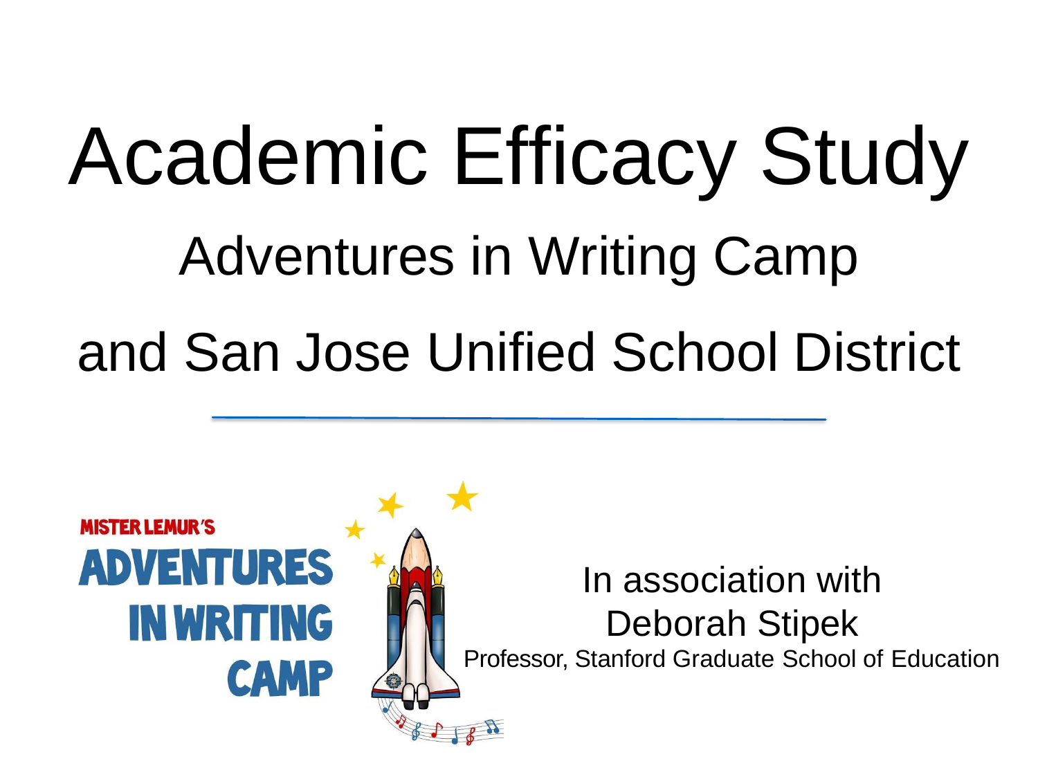# Academic Efficacy Study

## Adventures in Writing Camp

## and San Jose Unified School District

MISTER LEMUR'S ADVENTURES IN WRITING CAMP

In association with
Deborah Stipek
Professor, Stanford Graduate School of Education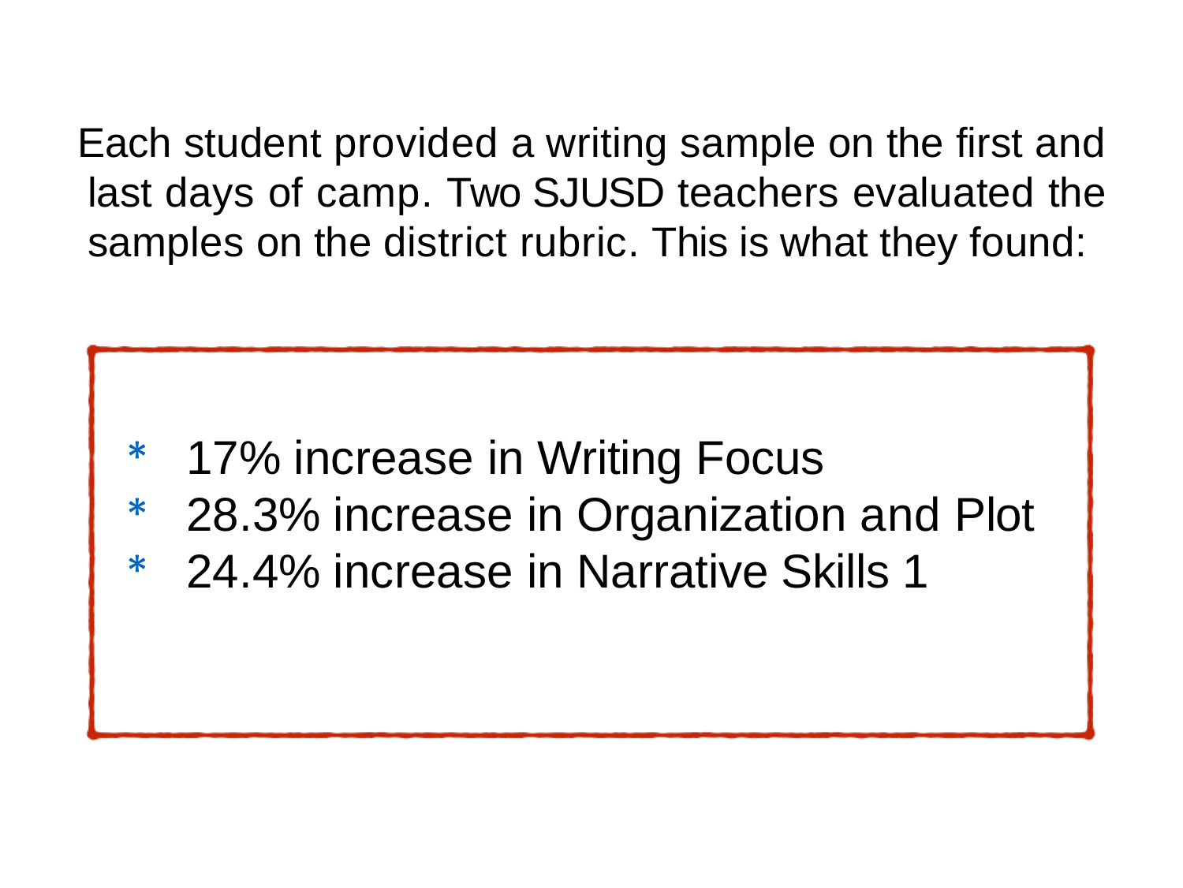Each student provided a writing sample on the first and last days of camp. Two SJUSD teachers evaluated the samples on the district rubric. This is what they found:

* 17% increase in Writing Focus
* 28.3% increase in Organization and Plot
* 24.4% increase in Narrative Skills 1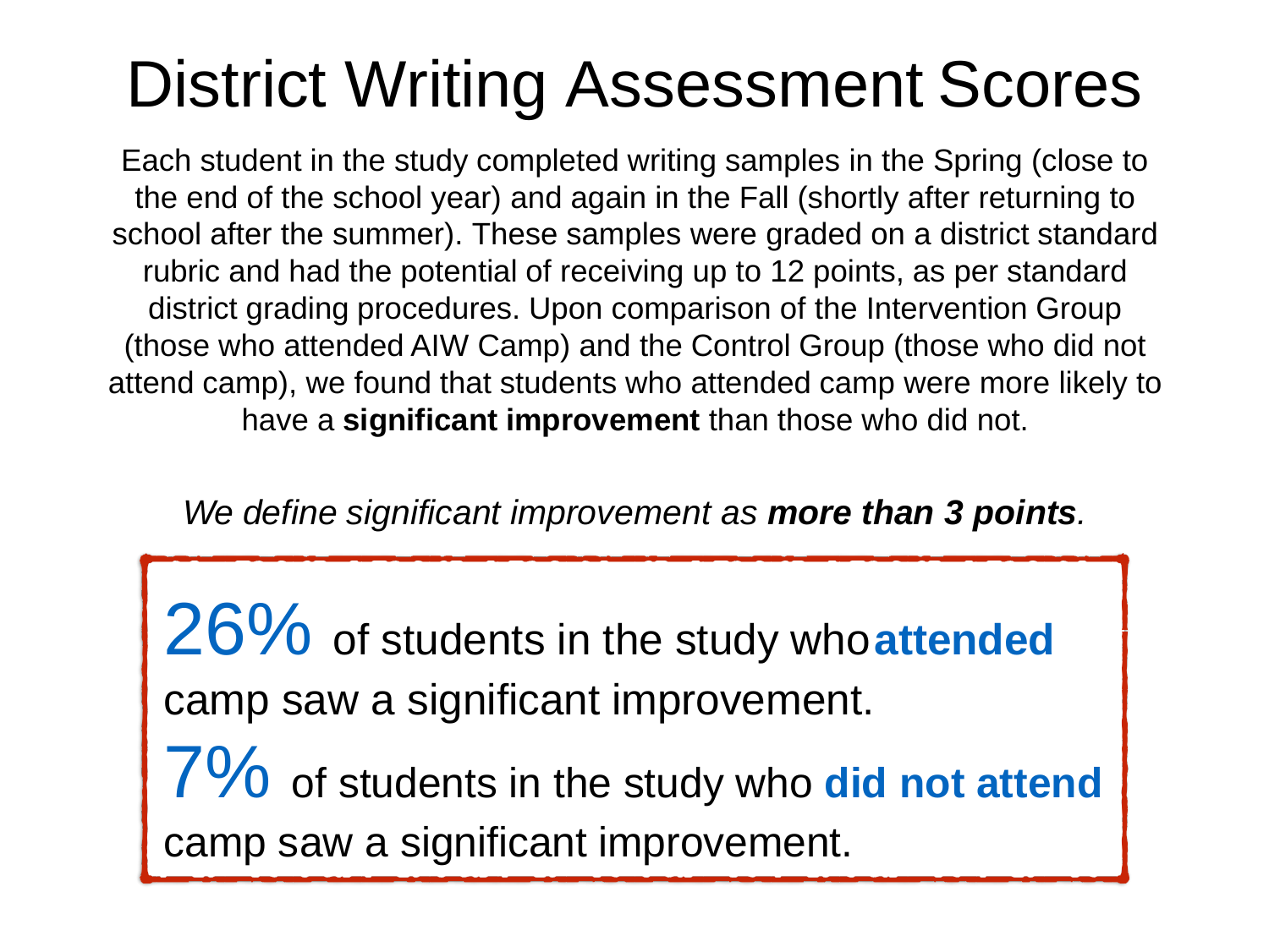# District Writing Assessment Scores

Each student in the study completed writing samples in the Spring (close to the end of the school year) and again in the Fall (shortly after returning to school after the summer). These samples were graded on a district standard rubric and had the potential of receiving up to 12 points, as per standard district grading procedures. Upon comparison of the Intervention Group (those who attended AIW Camp) and the Control Group (those who did not attend camp), we found that students who attended camp were more likely to have a **significant improvement** than those who did not.

*We define significant improvement as **more than 3 points**.*

26% of students in the study who **attended** camp saw a significant improvement.

7% of students in the study who **did not attend** camp saw a significant improvement.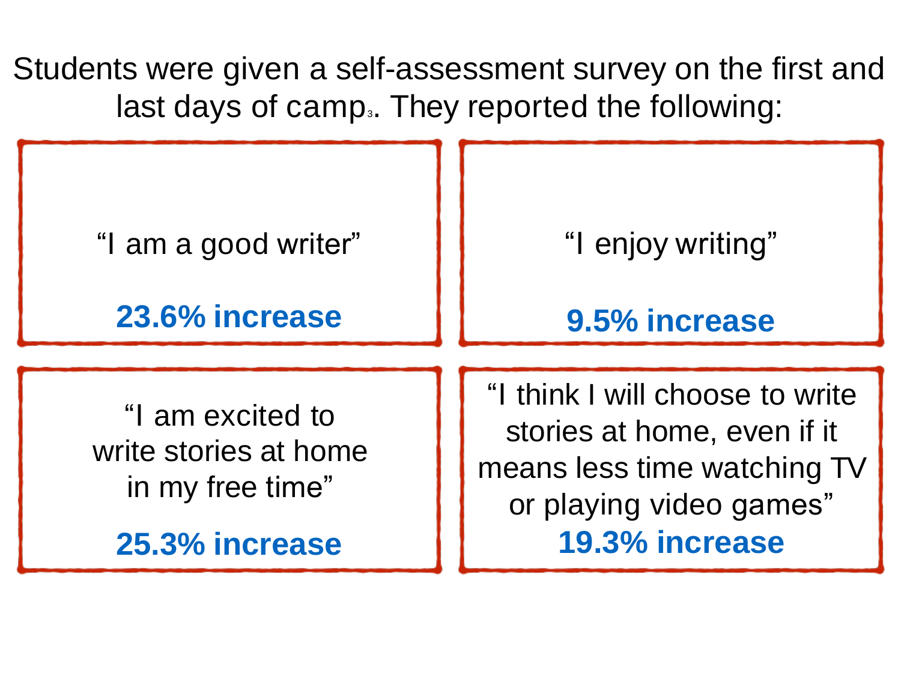Students were given a self-assessment survey on the first and last days of camp[3]. They reported the following:

"I am a good writer"

**23.6% increase**

"I enjoy writing"

**9.5% increase**

"I am excited to write stories at home in my free time"

**25.3% increase**

"I think I will choose to write stories at home, even if it means less time watching TV or playing video games"

**19.3% increase**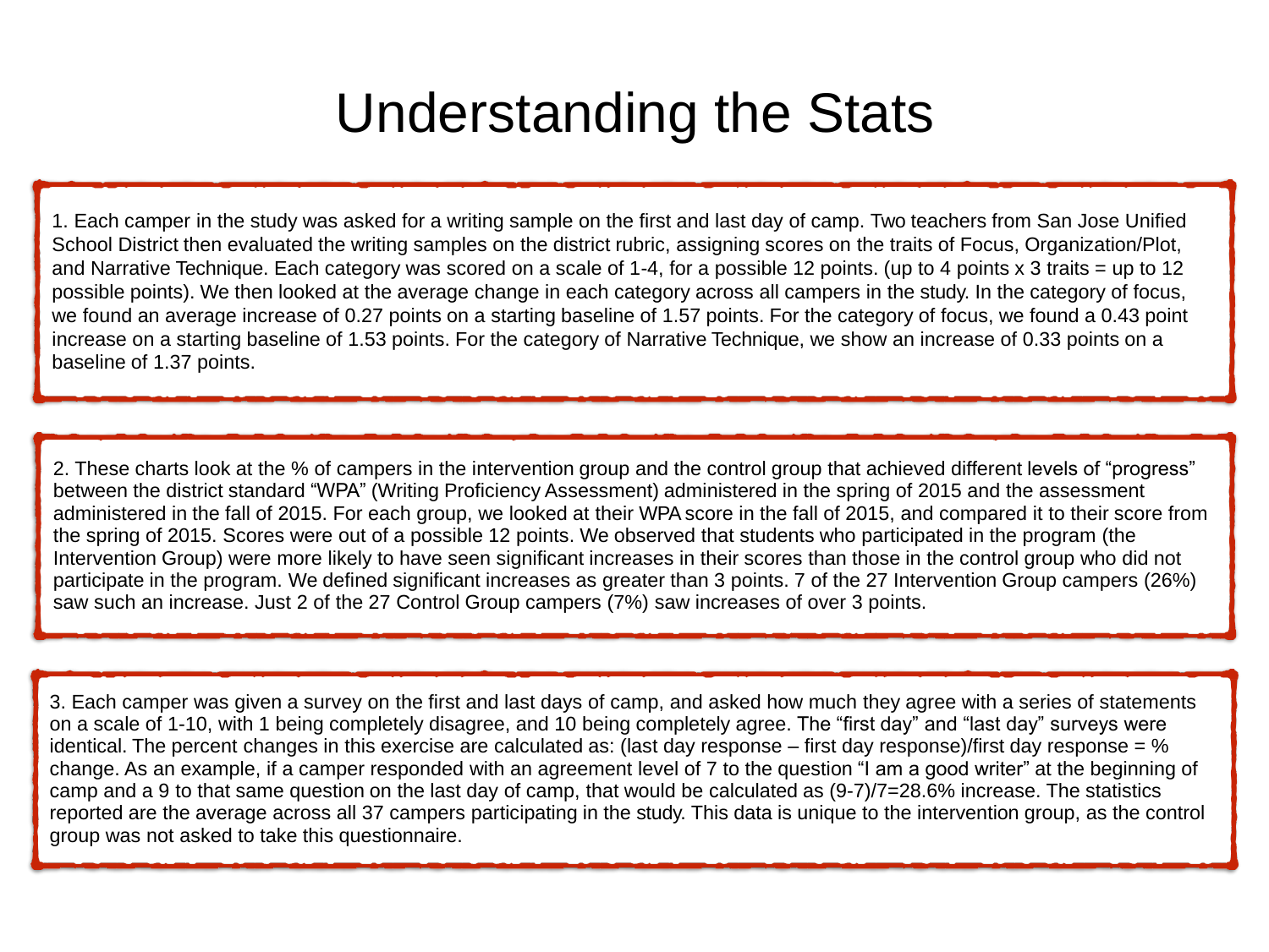# Understanding the Stats

1. Each camper in the study was asked for a writing sample on the first and last day of camp. Two teachers from San Jose Unified School District then evaluated the writing samples on the district rubric, assigning scores on the traits of Focus, Organization/Plot, and Narrative Technique. Each category was scored on a scale of 1-4, for a possible 12 points. (up to 4 points x 3 traits = up to 12 possible points). We then looked at the average change in each category across all campers in the study. In the category of focus, we found an average increase of 0.27 points on a starting baseline of 1.57 points. For the category of focus, we found a 0.43 point increase on a starting baseline of 1.53 points. For the category of Narrative Technique, we show an increase of 0.33 points on a baseline of 1.37 points.

2. These charts look at the % of campers in the intervention group and the control group that achieved different levels of "progress" between the district standard "WPA" (Writing Proficiency Assessment) administered in the spring of 2015 and the assessment administered in the fall of 2015. For each group, we looked at their WPA score in the fall of 2015, and compared it to their score from the spring of 2015. Scores were out of a possible 12 points. We observed that students who participated in the program (the Intervention Group) were more likely to have seen significant increases in their scores than those in the control group who did not participate in the program. We defined significant increases as greater than 3 points. 7 of the 27 Intervention Group campers (26%) saw such an increase. Just 2 of the 27 Control Group campers (7%) saw increases of over 3 points.

3. Each camper was given a survey on the first and last days of camp, and asked how much they agree with a series of statements on a scale of 1-10, with 1 being completely disagree, and 10 being completely agree. The "first day" and "last day" surveys were identical. The percent changes in this exercise are calculated as: (last day response – first day response)/first day response = % change. As an example, if a camper responded with an agreement level of 7 to the question "I am a good writer" at the beginning of camp and a 9 to that same question on the last day of camp, that would be calculated as (9-7)/7=28.6% increase. The statistics reported are the average across all 37 campers participating in the study. This data is unique to the intervention group, as the control group was not asked to take this questionnaire.